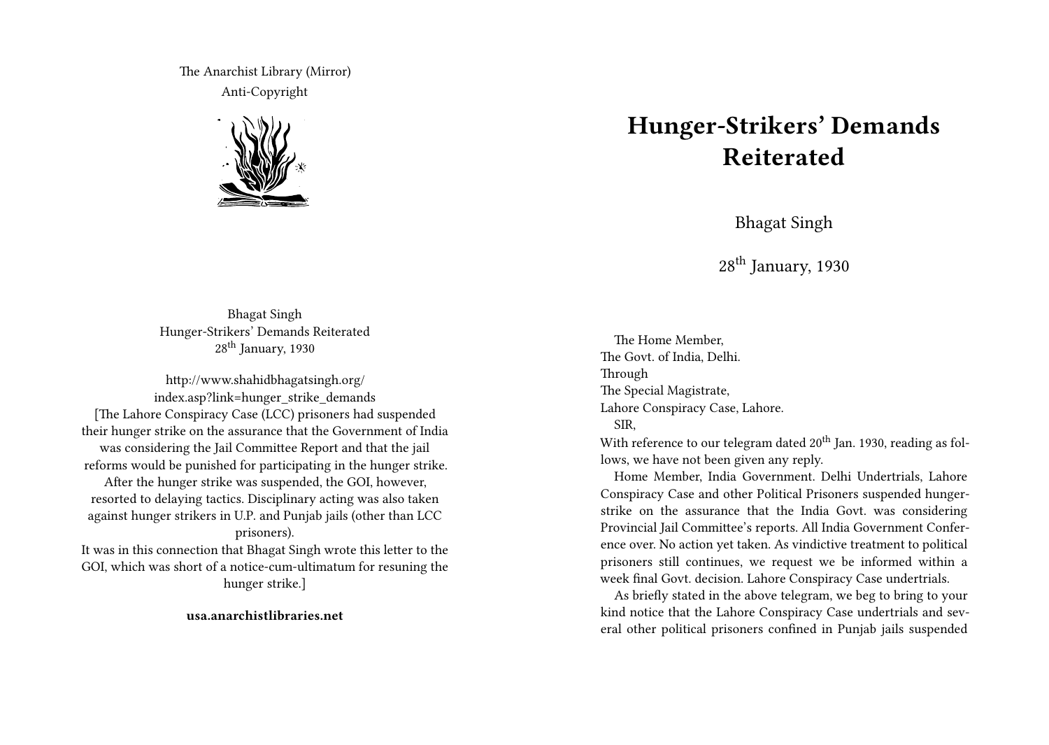The Anarchist Library (Mirror)
Anti-Copyright

Bhagat Singh
Hunger-Strikers' Demands Reiterated
28th January, 1930

http://www.shahidbhagatsingh.org/index.asp?link=hunger_strike_demands
[The Lahore Conspiracy Case (LCC) prisoners had suspended their hunger strike on the assurance that the Government of India was considering the Jail Committee Report and that the jail reforms would be punished for participating in the hunger strike. After the hunger strike was suspended, the GOI, however, resorted to delaying tactics. Disciplinary acting was also taken against hunger strikers in U.P. and Punjab jails (other than LCC prisoners).
It was in this connection that Bhagat Singh wrote this letter to the GOI, which was short of a notice-cum-ultimatum for resuning the hunger strike.]

**usa.anarchistlibraries.net**

# Hunger-Strikers' Demands Reiterated

Bhagat Singh

28th January, 1930

The Home Member,
The Govt. of India, Delhi.
Through
The Special Magistrate,
Lahore Conspiracy Case, Lahore.

SIR,

With reference to our telegram dated 20th Jan. 1930, reading as follows, we have not been given any reply.

Home Member, India Government. Delhi Undertrials, Lahore Conspiracy Case and other Political Prisoners suspended hunger-strike on the assurance that the India Govt. was considering Provincial Jail Committee's reports. All India Government Conference over. No action yet taken. As vindictive treatment to political prisoners still continues, we request we be informed within a week final Govt. decision. Lahore Conspiracy Case undertrials.

As briefly stated in the above telegram, we beg to bring to your kind notice that the Lahore Conspiracy Case undertrials and several other political prisoners confined in Punjab jails suspended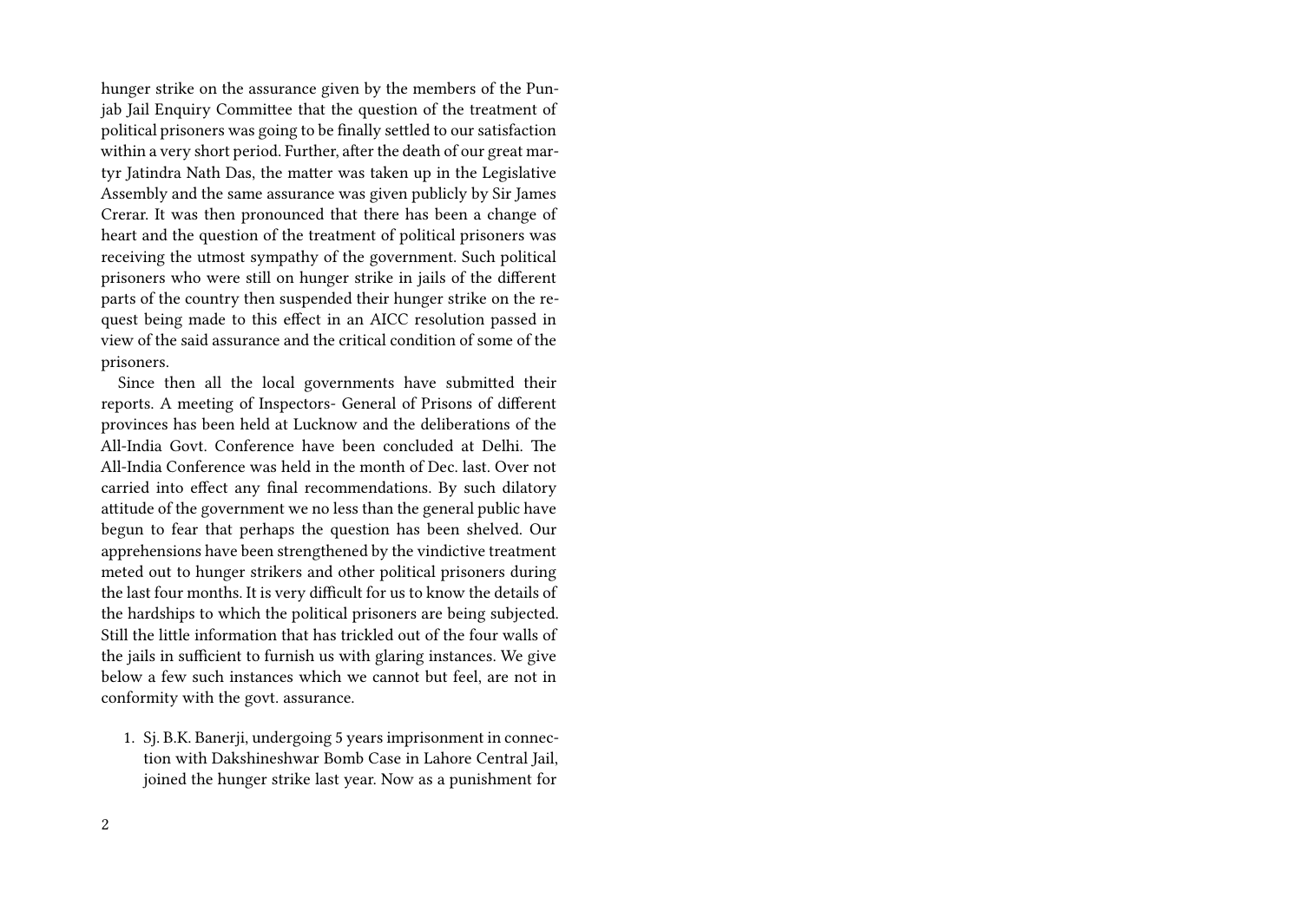hunger strike on the assurance given by the members of the Punjab Jail Enquiry Committee that the question of the treatment of political prisoners was going to be finally settled to our satisfaction within a very short period. Further, after the death of our great martyr Jatindra Nath Das, the matter was taken up in the Legislative Assembly and the same assurance was given publicly by Sir James Crerar. It was then pronounced that there has been a change of heart and the question of the treatment of political prisoners was receiving the utmost sympathy of the government. Such political prisoners who were still on hunger strike in jails of the different parts of the country then suspended their hunger strike on the request being made to this effect in an AICC resolution passed in view of the said assurance and the critical condition of some of the prisoners.

Since then all the local governments have submitted their reports. A meeting of Inspectors- General of Prisons of different provinces has been held at Lucknow and the deliberations of the All-India Govt. Conference have been concluded at Delhi. The All-India Conference was held in the month of Dec. last. Over not carried into effect any final recommendations. By such dilatory attitude of the government we no less than the general public have begun to fear that perhaps the question has been shelved. Our apprehensions have been strengthened by the vindictive treatment meted out to hunger strikers and other political prisoners during the last four months. It is very difficult for us to know the details of the hardships to which the political prisoners are being subjected. Still the little information that has trickled out of the four walls of the jails in sufficient to furnish us with glaring instances. We give below a few such instances which we cannot but feel, are not in conformity with the govt. assurance.

1. Sj. B.K. Banerji, undergoing 5 years imprisonment in connection with Dakshineshwar Bomb Case in Lahore Central Jail, joined the hunger strike last year. Now as a punishment for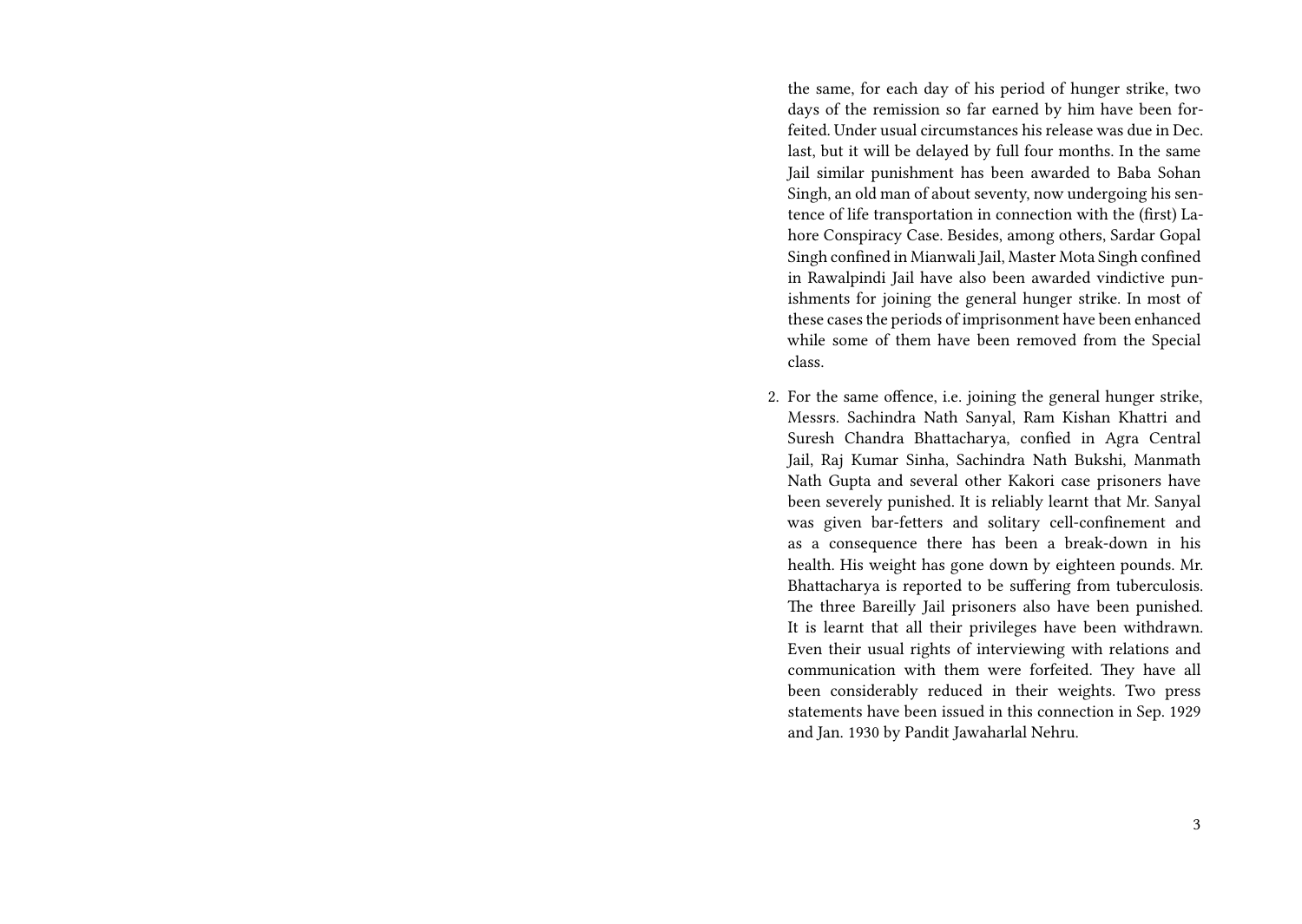the same, for each day of his period of hunger strike, two days of the remission so far earned by him have been forfeited. Under usual circumstances his release was due in Dec. last, but it will be delayed by full four months. In the same Jail similar punishment has been awarded to Baba Sohan Singh, an old man of about seventy, now undergoing his sentence of life transportation in connection with the (first) Lahore Conspiracy Case. Besides, among others, Sardar Gopal Singh confined in Mianwali Jail, Master Mota Singh confined in Rawalpindi Jail have also been awarded vindictive punishments for joining the general hunger strike. In most of these cases the periods of imprisonment have been enhanced while some of them have been removed from the Special class.

2. For the same offence, i.e. joining the general hunger strike, Messrs. Sachindra Nath Sanyal, Ram Kishan Khattri and Suresh Chandra Bhattacharya, confied in Agra Central Jail, Raj Kumar Sinha, Sachindra Nath Bukshi, Manmath Nath Gupta and several other Kakori case prisoners have been severely punished. It is reliably learnt that Mr. Sanyal was given bar-fetters and solitary cell-confinement and as a consequence there has been a break-down in his health. His weight has gone down by eighteen pounds. Mr. Bhattacharya is reported to be suffering from tuberculosis. The three Bareilly Jail prisoners also have been punished. It is learnt that all their privileges have been withdrawn. Even their usual rights of interviewing with relations and communication with them were forfeited. They have all been considerably reduced in their weights. Two press statements have been issued in this connection in Sep. 1929 and Jan. 1930 by Pandit Jawaharlal Nehru.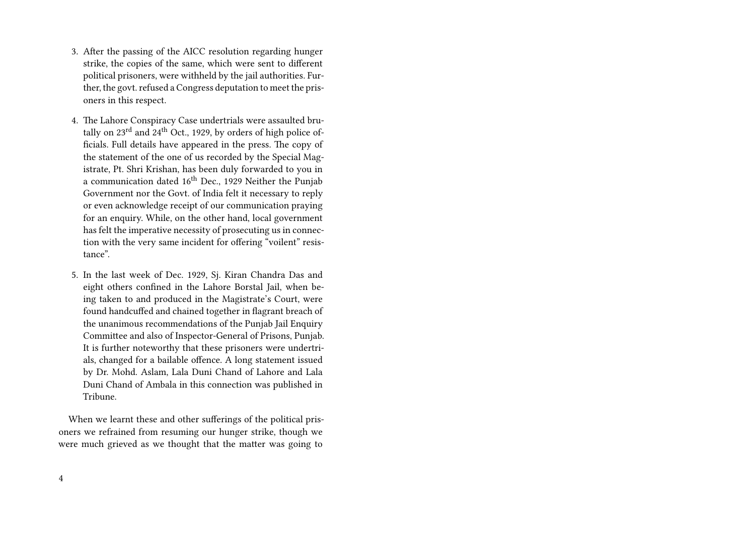3. After the passing of the AICC resolution regarding hunger strike, the copies of the same, which were sent to different political prisoners, were withheld by the jail authorities. Further, the govt. refused a Congress deputation to meet the prisoners in this respect.

4. The Lahore Conspiracy Case undertrials were assaulted brutally on 23rd and 24th Oct., 1929, by orders of high police officials. Full details have appeared in the press. The copy of the statement of the one of us recorded by the Special Magistrate, Pt. Shri Krishan, has been duly forwarded to you in a communication dated 16th Dec., 1929 Neither the Punjab Government nor the Govt. of India felt it necessary to reply or even acknowledge receipt of our communication praying for an enquiry. While, on the other hand, local government has felt the imperative necessity of prosecuting us in connection with the very same incident for offering "voilent" resistance".

5. In the last week of Dec. 1929, Sj. Kiran Chandra Das and eight others confined in the Lahore Borstal Jail, when being taken to and produced in the Magistrate's Court, were found handcuffed and chained together in flagrant breach of the unanimous recommendations of the Punjab Jail Enquiry Committee and also of Inspector-General of Prisons, Punjab. It is further noteworthy that these prisoners were undertrials, changed for a bailable offence. A long statement issued by Dr. Mohd. Aslam, Lala Duni Chand of Lahore and Lala Duni Chand of Ambala in this connection was published in Tribune.

When we learnt these and other sufferings of the political prisoners we refrained from resuming our hunger strike, though we were much grieved as we thought that the matter was going to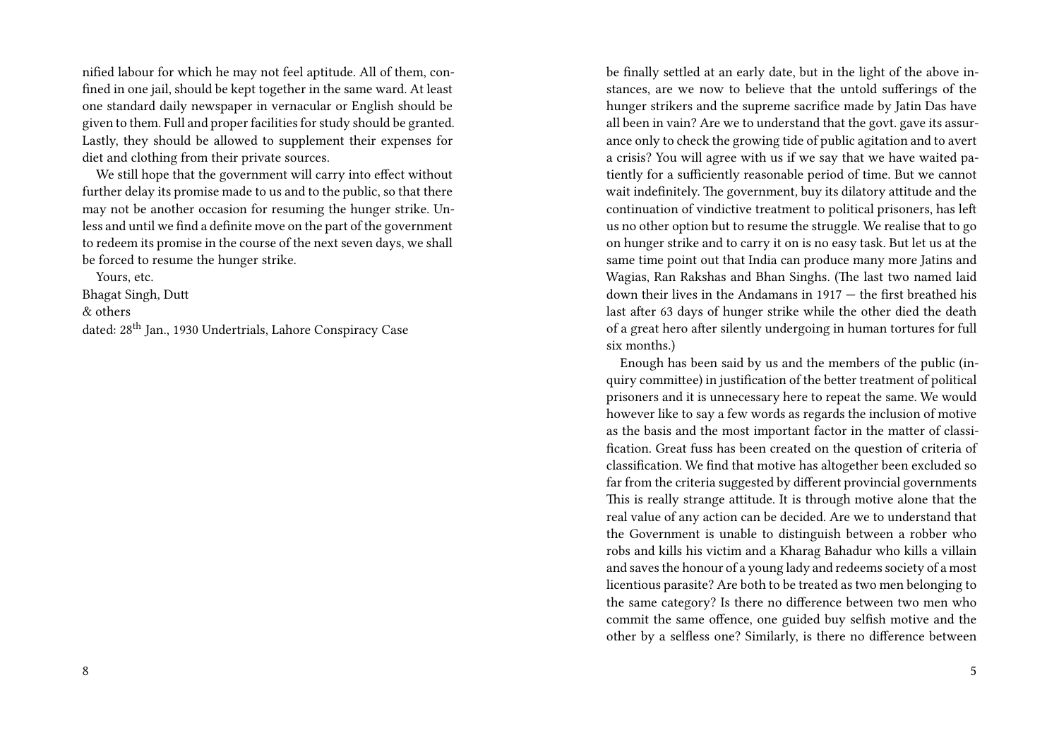nified labour for which he may not feel aptitude. All of them, confined in one jail, should be kept together in the same ward. At least one standard daily newspaper in vernacular or English should be given to them. Full and proper facilities for study should be granted. Lastly, they should be allowed to supplement their expenses for diet and clothing from their private sources.

We still hope that the government will carry into effect without further delay its promise made to us and to the public, so that there may not be another occasion for resuming the hunger strike. Unless and until we find a definite move on the part of the government to redeem its promise in the course of the next seven days, we shall be forced to resume the hunger strike.

Yours, etc.
Bhagat Singh, Dutt
& others
dated: 28th Jan., 1930 Undertrials, Lahore Conspiracy Case

be finally settled at an early date, but in the light of the above instances, are we now to believe that the untold sufferings of the hunger strikers and the supreme sacrifice made by Jatin Das have all been in vain? Are we to understand that the govt. gave its assurance only to check the growing tide of public agitation and to avert a crisis? You will agree with us if we say that we have waited patiently for a sufficiently reasonable period of time. But we cannot wait indefinitely. The government, buy its dilatory attitude and the continuation of vindictive treatment to political prisoners, has left us no other option but to resume the struggle. We realise that to go on hunger strike and to carry it on is no easy task. But let us at the same time point out that India can produce many more Jatins and Wagias, Ran Rakshas and Bhan Singhs. (The last two named laid down their lives in the Andamans in 1917 — the first breathed his last after 63 days of hunger strike while the other died the death of a great hero after silently undergoing in human tortures for full six months.)

Enough has been said by us and the members of the public (inquiry committee) in justification of the better treatment of political prisoners and it is unnecessary here to repeat the same. We would however like to say a few words as regards the inclusion of motive as the basis and the most important factor in the matter of classification. Great fuss has been created on the question of criteria of classification. We find that motive has altogether been excluded so far from the criteria suggested by different provincial governments This is really strange attitude. It is through motive alone that the real value of any action can be decided. Are we to understand that the Government is unable to distinguish between a robber who robs and kills his victim and a Kharag Bahadur who kills a villain and saves the honour of a young lady and redeems society of a most licentious parasite? Are both to be treated as two men belonging to the same category? Is there no difference between two men who commit the same offence, one guided buy selfish motive and the other by a selfless one? Similarly, is there no difference between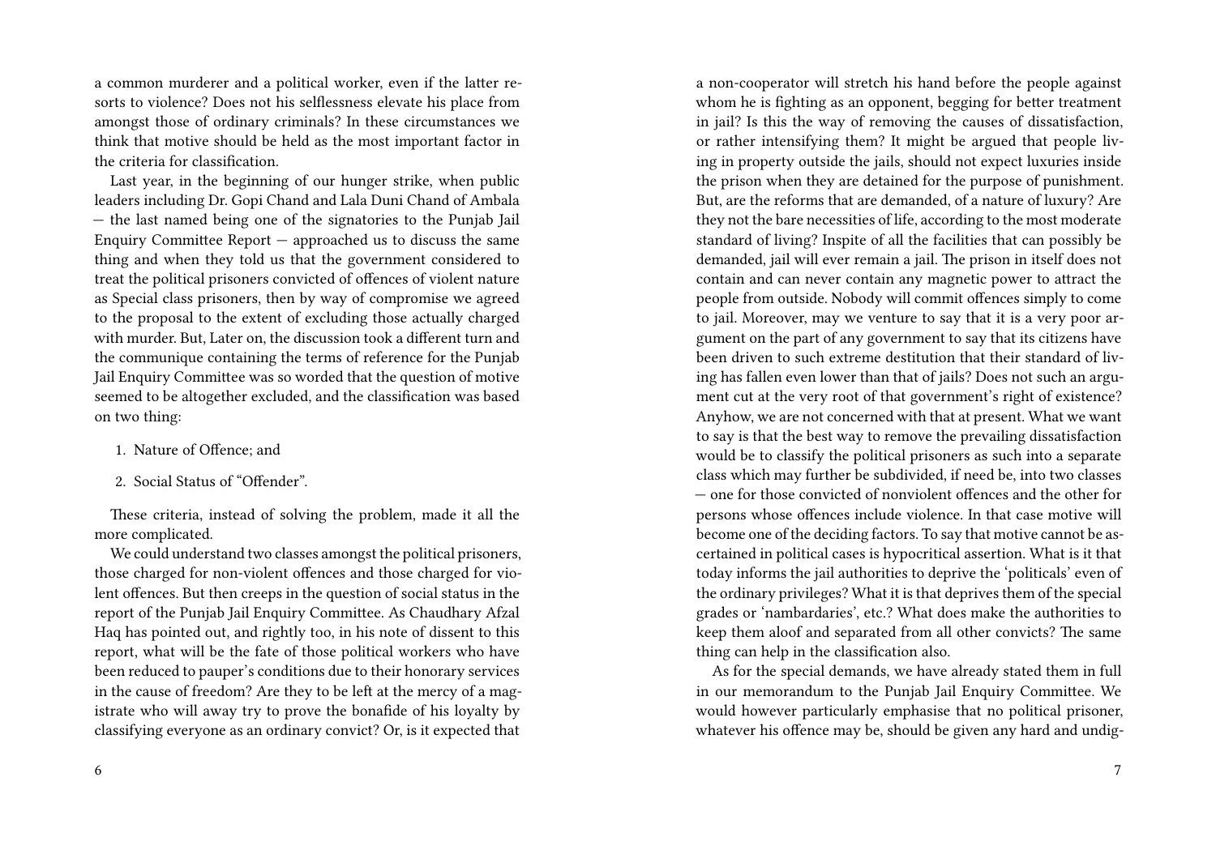a common murderer and a political worker, even if the latter resorts to violence? Does not his selflessness elevate his place from amongst those of ordinary criminals? In these circumstances we think that motive should be held as the most important factor in the criteria for classification.

Last year, in the beginning of our hunger strike, when public leaders including Dr. Gopi Chand and Lala Duni Chand of Ambala — the last named being one of the signatories to the Punjab Jail Enquiry Committee Report — approached us to discuss the same thing and when they told us that the government considered to treat the political prisoners convicted of offences of violent nature as Special class prisoners, then by way of compromise we agreed to the proposal to the extent of excluding those actually charged with murder. But, Later on, the discussion took a different turn and the communique containing the terms of reference for the Punjab Jail Enquiry Committee was so worded that the question of motive seemed to be altogether excluded, and the classification was based on two thing:

1. Nature of Offence; and
2. Social Status of "Offender".

These criteria, instead of solving the problem, made it all the more complicated.

We could understand two classes amongst the political prisoners, those charged for non-violent offences and those charged for violent offences. But then creeps in the question of social status in the report of the Punjab Jail Enquiry Committee. As Chaudhary Afzal Haq has pointed out, and rightly too, in his note of dissent to this report, what will be the fate of those political workers who have been reduced to pauper's conditions due to their honorary services in the cause of freedom? Are they to be left at the mercy of a magistrate who will away try to prove the bonafide of his loyalty by classifying everyone as an ordinary convict? Or, is it expected that a non-cooperator will stretch his hand before the people against whom he is fighting as an opponent, begging for better treatment in jail? Is this the way of removing the causes of dissatisfaction, or rather intensifying them? It might be argued that people living in property outside the jails, should not expect luxuries inside the prison when they are detained for the purpose of punishment. But, are the reforms that are demanded, of a nature of luxury? Are they not the bare necessities of life, according to the most moderate standard of living? Inspite of all the facilities that can possibly be demanded, jail will ever remain a jail. The prison in itself does not contain and can never contain any magnetic power to attract the people from outside. Nobody will commit offences simply to come to jail. Moreover, may we venture to say that it is a very poor argument on the part of any government to say that its citizens have been driven to such extreme destitution that their standard of living has fallen even lower than that of jails? Does not such an argument cut at the very root of that government's right of existence? Anyhow, we are not concerned with that at present. What we want to say is that the best way to remove the prevailing dissatisfaction would be to classify the political prisoners as such into a separate class which may further be subdivided, if need be, into two classes — one for those convicted of nonviolent offences and the other for persons whose offences include violence. In that case motive will become one of the deciding factors. To say that motive cannot be ascertained in political cases is hypocritical assertion. What is it that today informs the jail authorities to deprive the 'politicals' even of the ordinary privileges? What it is that deprives them of the special grades or 'nambardaries', etc.? What does make the authorities to keep them aloof and separated from all other convicts? The same thing can help in the classification also.

As for the special demands, we have already stated them in full in our memorandum to the Punjab Jail Enquiry Committee. We would however particularly emphasise that no political prisoner, whatever his offence may be, should be given any hard and undig-